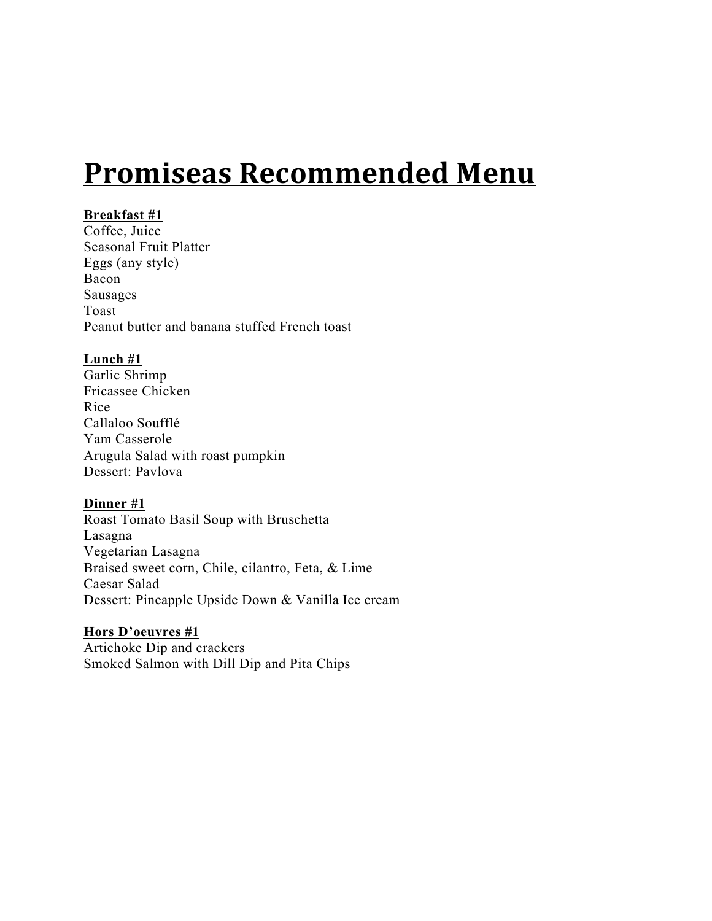# Promiseas Recommended Menu

**Breakfast #1**

Coffee, Juice
Seasonal Fruit Platter
Eggs (any style)
Bacon
Sausages
Toast
Peanut butter and banana stuffed French toast

**Lunch #1**

Garlic Shrimp
Fricassee Chicken
Rice
Callaloo Soufflé
Yam Casserole
Arugula Salad with roast pumpkin
Dessert: Pavlova

**Dinner #1**

Roast Tomato Basil Soup with Bruschetta
Lasagna
Vegetarian Lasagna
Braised sweet corn, Chile, cilantro, Feta, & Lime
Caesar Salad
Dessert: Pineapple Upside Down & Vanilla Ice cream

**Hors D'oeuvres #1**

Artichoke Dip and crackers
Smoked Salmon with Dill Dip and Pita Chips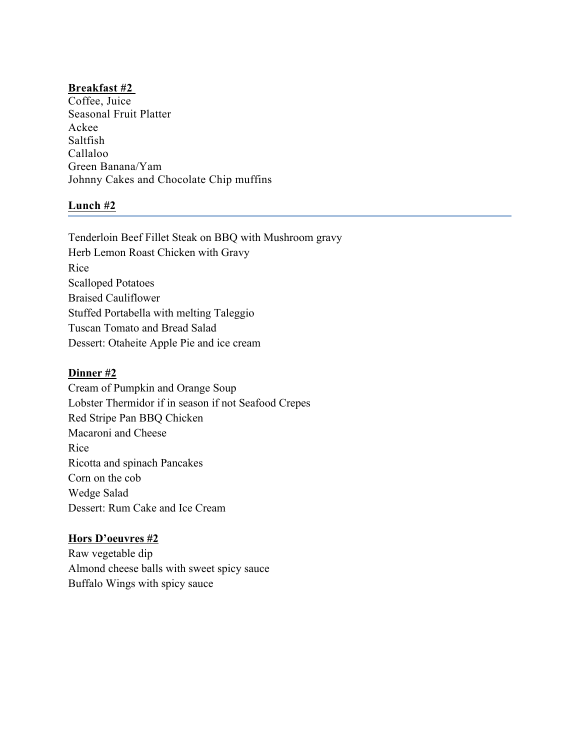**Breakfast #2**

Coffee, Juice
Seasonal Fruit Platter
Ackee
Saltfish
Callaloo
Green Banana/Yam
Johnny Cakes and Chocolate Chip muffins

**Lunch #2**

Tenderloin Beef Fillet Steak on BBQ with Mushroom gravy
Herb Lemon Roast Chicken with Gravy
Rice
Scalloped Potatoes
Braised Cauliflower
Stuffed Portabella with melting Taleggio
Tuscan Tomato and Bread Salad
Dessert: Otaheite Apple Pie and ice cream

**Dinner #2**

Cream of Pumpkin and Orange Soup
Lobster Thermidor if in season if not Seafood Crepes
Red Stripe Pan BBQ Chicken
Macaroni and Cheese
Rice
Ricotta and spinach Pancakes
Corn on the cob
Wedge Salad
Dessert: Rum Cake and Ice Cream

**Hors D'oeuvres #2**

Raw vegetable dip
Almond cheese balls with sweet spicy sauce
Buffalo Wings with spicy sauce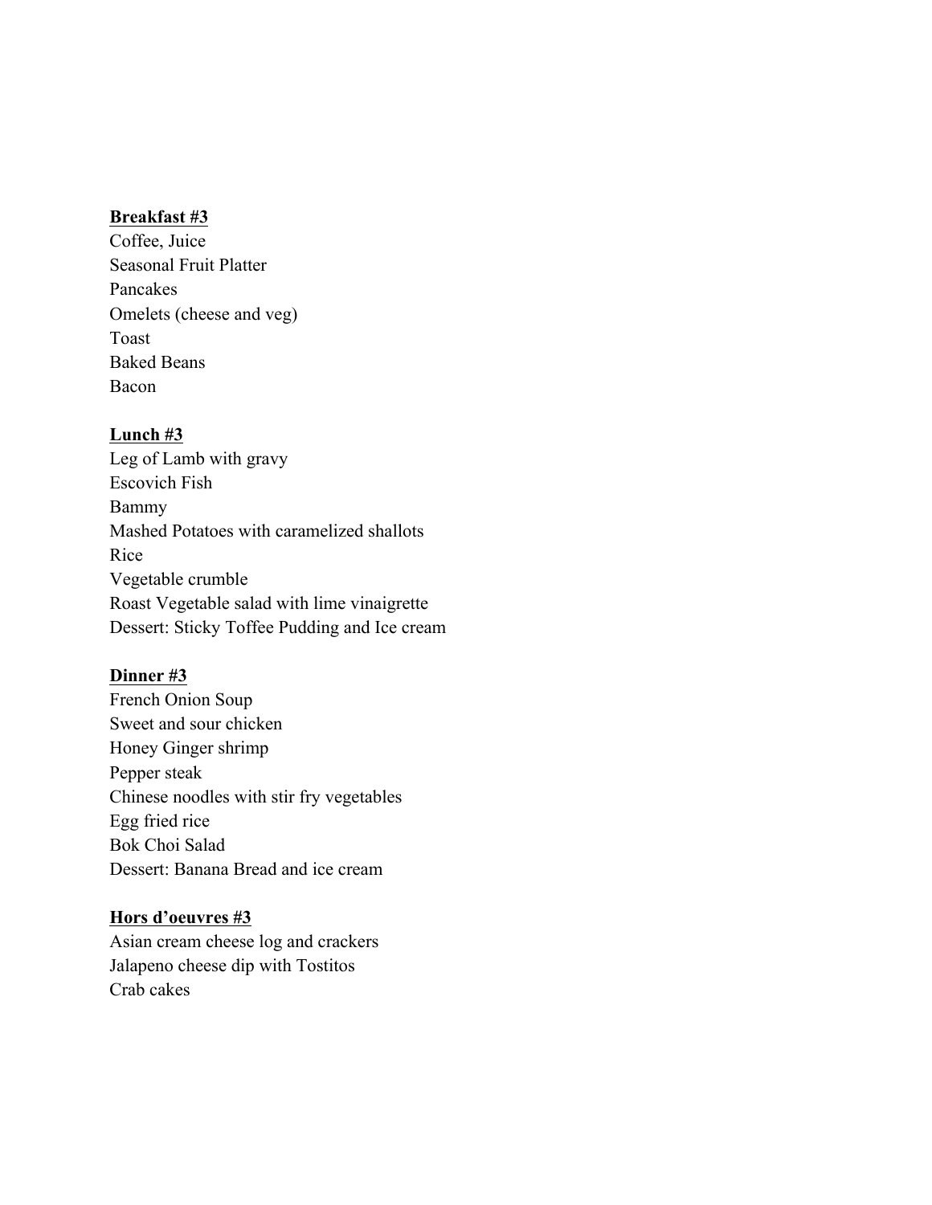**Breakfast #3**

Coffee, Juice
Seasonal Fruit Platter
Pancakes
Omelets (cheese and veg)
Toast
Baked Beans
Bacon

**Lunch #3**

Leg of Lamb with gravy
Escovich Fish
Bammy
Mashed Potatoes with caramelized shallots
Rice
Vegetable crumble
Roast Vegetable salad with lime vinaigrette
Dessert: Sticky Toffee Pudding and Ice cream

**Dinner #3**

French Onion Soup
Sweet and sour chicken
Honey Ginger shrimp
Pepper steak
Chinese noodles with stir fry vegetables
Egg fried rice
Bok Choi Salad
Dessert: Banana Bread and ice cream

**Hors d'oeuvres #3**

Asian cream cheese log and crackers
Jalapeno cheese dip with Tostitos
Crab cakes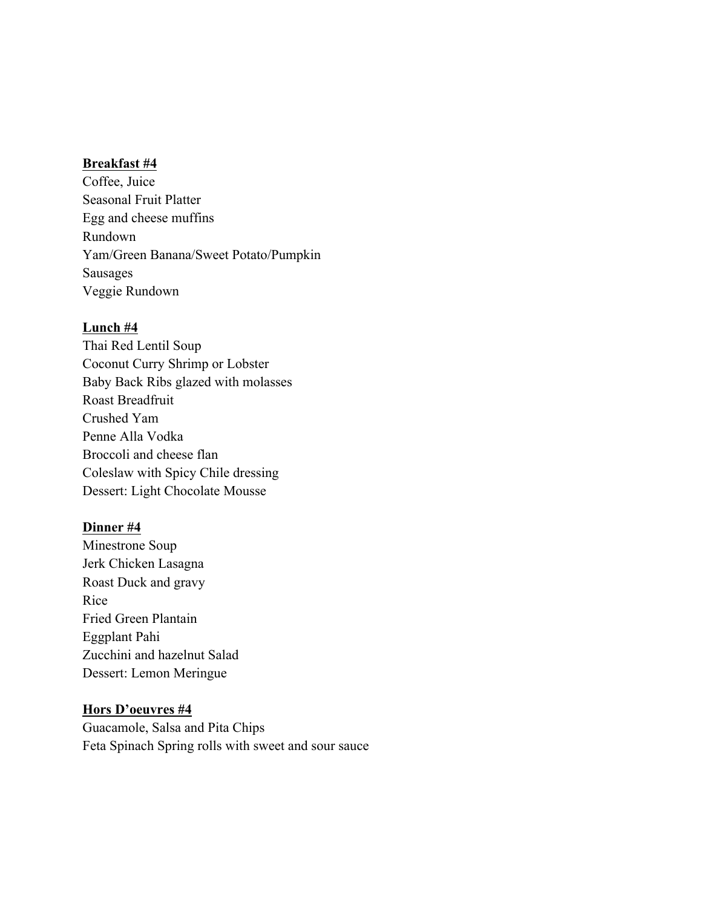**Breakfast #4**

Coffee, Juice
Seasonal Fruit Platter
Egg and cheese muffins
Rundown
Yam/Green Banana/Sweet Potato/Pumpkin
Sausages
Veggie Rundown

**Lunch #4**

Thai Red Lentil Soup
Coconut Curry Shrimp or Lobster
Baby Back Ribs glazed with molasses
Roast Breadfruit
Crushed Yam
Penne Alla Vodka
Broccoli and cheese flan
Coleslaw with Spicy Chile dressing
Dessert: Light Chocolate Mousse

**Dinner #4**

Minestrone Soup
Jerk Chicken Lasagna
Roast Duck and gravy
Rice
Fried Green Plantain
Eggplant Pahi
Zucchini and hazelnut Salad
Dessert: Lemon Meringue

**Hors D'oeuvres #4**

Guacamole, Salsa and Pita Chips
Feta Spinach Spring rolls with sweet and sour sauce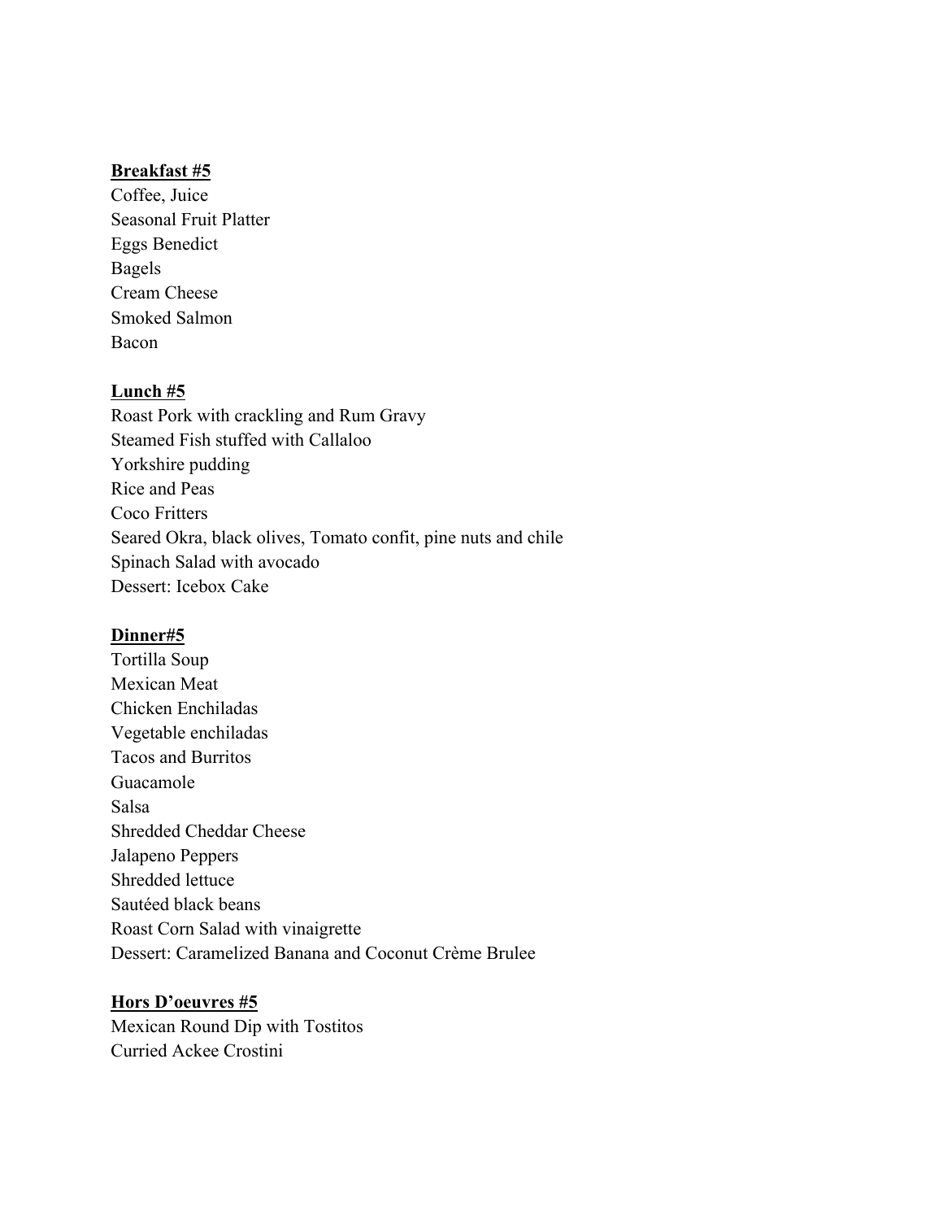**Breakfast #5**

Coffee, Juice
Seasonal Fruit Platter
Eggs Benedict
Bagels
Cream Cheese
Smoked Salmon
Bacon

**Lunch #5**

Roast Pork with crackling and Rum Gravy
Steamed Fish stuffed with Callaloo
Yorkshire pudding
Rice and Peas
Coco Fritters
Seared Okra, black olives, Tomato confit, pine nuts and chile
Spinach Salad with avocado
Dessert: Icebox Cake

**Dinner#5**

Tortilla Soup
Mexican Meat
Chicken Enchiladas
Vegetable enchiladas
Tacos and Burritos
Guacamole
Salsa
Shredded Cheddar Cheese
Jalapeno Peppers
Shredded lettuce
Sautéed black beans
Roast Corn Salad with vinaigrette
Dessert: Caramelized Banana and Coconut Crème Brulee

**Hors D'oeuvres #5**

Mexican Round Dip with Tostitos
Curried Ackee Crostini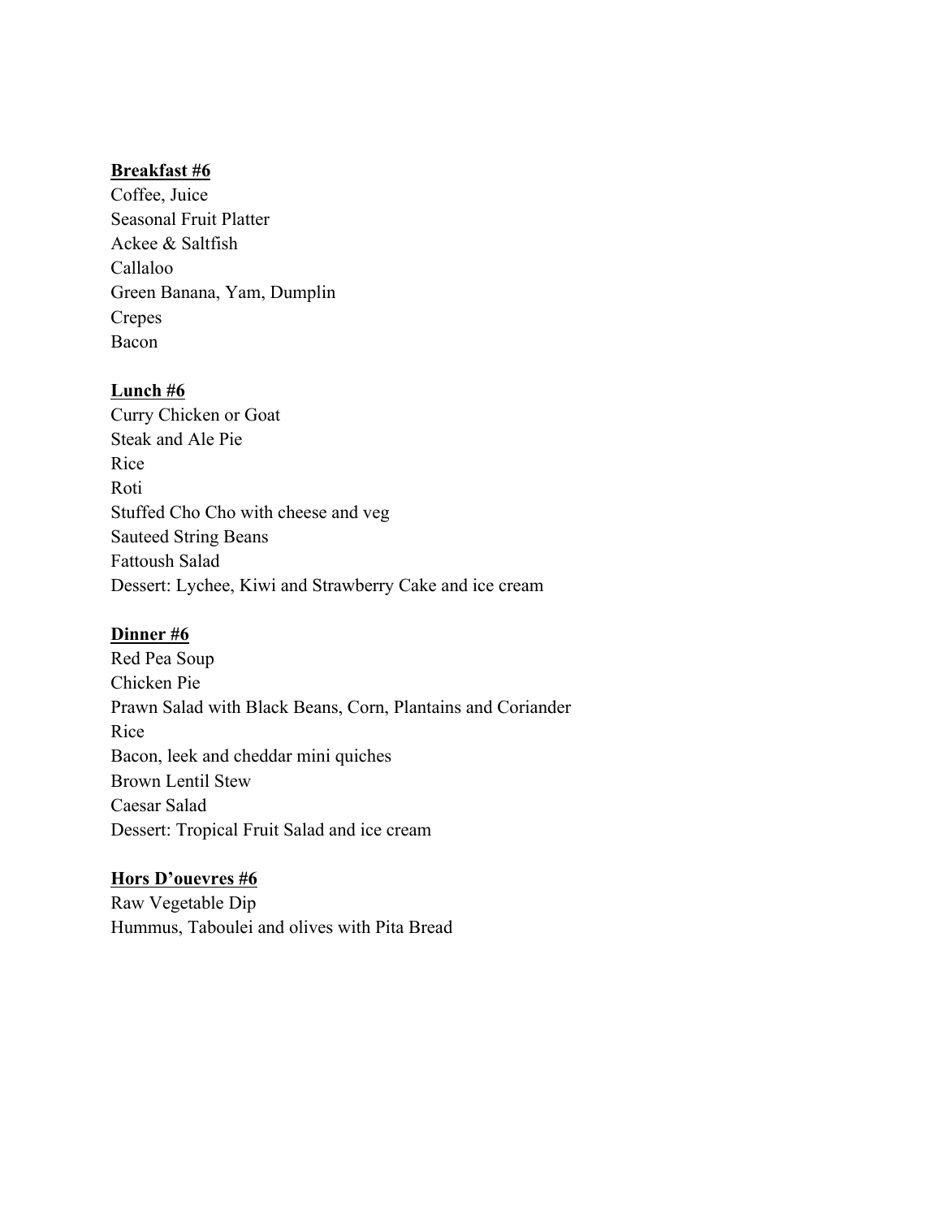**Breakfast #6**

Coffee, Juice
Seasonal Fruit Platter
Ackee & Saltfish
Callaloo
Green Banana, Yam, Dumplin
Crepes
Bacon

**Lunch #6**

Curry Chicken or Goat
Steak and Ale Pie
Rice
Roti
Stuffed Cho Cho with cheese and veg
Sauteed String Beans
Fattoush Salad
Dessert: Lychee, Kiwi and Strawberry Cake and ice cream

**Dinner #6**

Red Pea Soup
Chicken Pie
Prawn Salad with Black Beans, Corn, Plantains and Coriander
Rice
Bacon, leek and cheddar mini quiches
Brown Lentil Stew
Caesar Salad
Dessert: Tropical Fruit Salad and ice cream

**Hors D'ouevres #6**

Raw Vegetable Dip
Hummus, Taboulei and olives with Pita Bread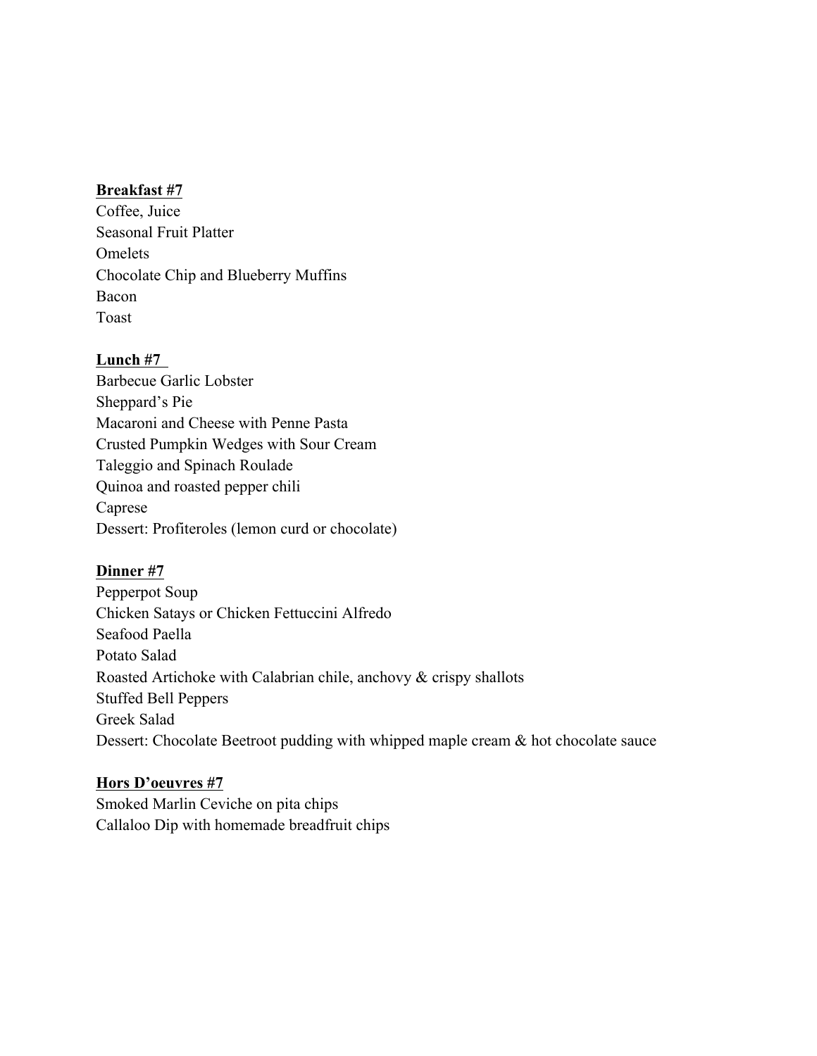**Breakfast #7**

Coffee, Juice
Seasonal Fruit Platter
Omelets
Chocolate Chip and Blueberry Muffins
Bacon
Toast

**Lunch #7**

Barbecue Garlic Lobster
Sheppard's Pie
Macaroni and Cheese with Penne Pasta
Crusted Pumpkin Wedges with Sour Cream
Taleggio and Spinach Roulade
Quinoa and roasted pepper chili
Caprese
Dessert: Profiteroles (lemon curd or chocolate)

**Dinner #7**

Pepperpot Soup
Chicken Satays or Chicken Fettuccini Alfredo
Seafood Paella
Potato Salad
Roasted Artichoke with Calabrian chile, anchovy & crispy shallots
Stuffed Bell Peppers
Greek Salad
Dessert: Chocolate Beetroot pudding with whipped maple cream & hot chocolate sauce

**Hors D'oeuvres #7**

Smoked Marlin Ceviche on pita chips
Callaloo Dip with homemade breadfruit chips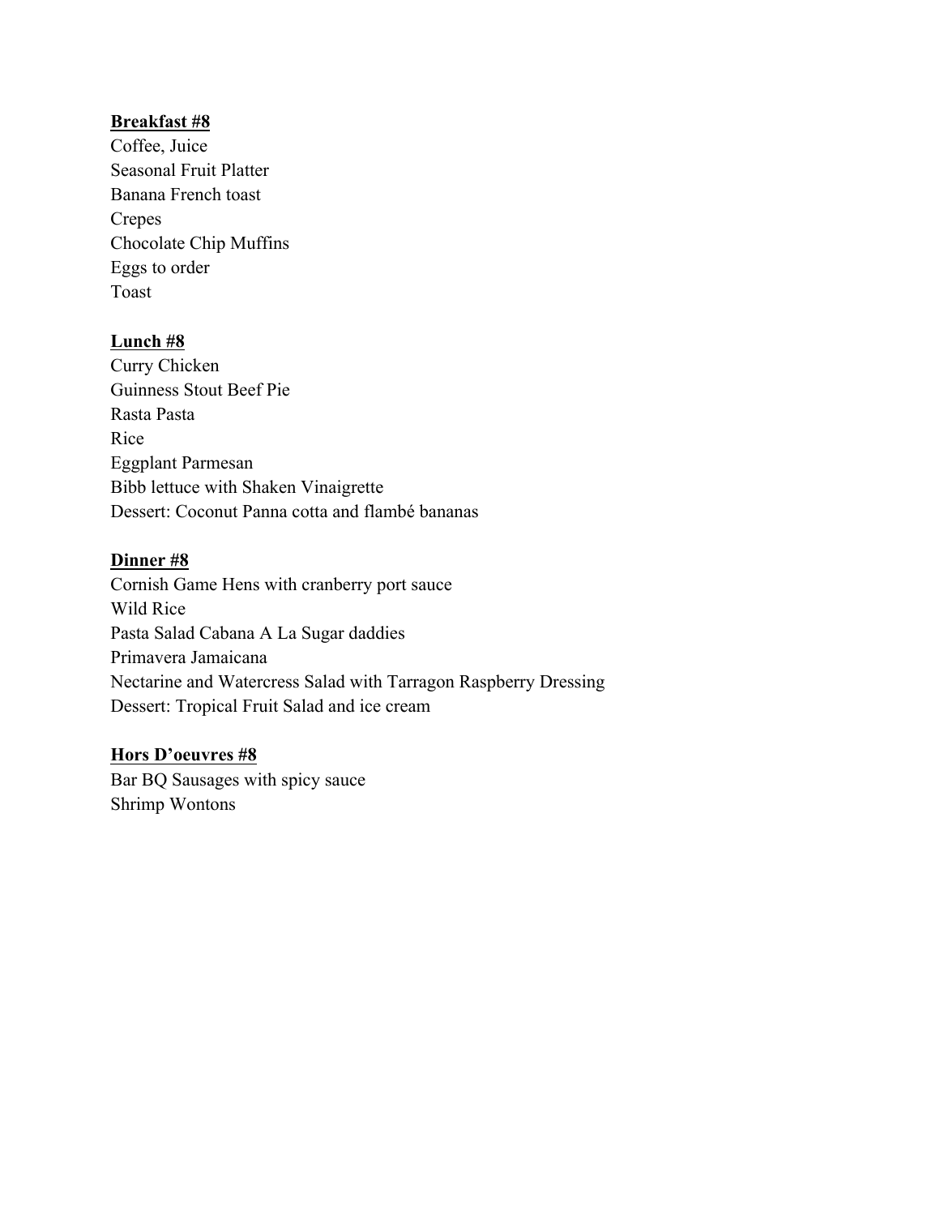**Breakfast #8**

Coffee, Juice
Seasonal Fruit Platter
Banana French toast
Crepes
Chocolate Chip Muffins
Eggs to order
Toast

**Lunch #8**

Curry Chicken
Guinness Stout Beef Pie
Rasta Pasta
Rice
Eggplant Parmesan
Bibb lettuce with Shaken Vinaigrette
Dessert: Coconut Panna cotta and flambé bananas

**Dinner #8**

Cornish Game Hens with cranberry port sauce
Wild Rice
Pasta Salad Cabana A La Sugar daddies
Primavera Jamaicana
Nectarine and Watercress Salad with Tarragon Raspberry Dressing
Dessert: Tropical Fruit Salad and ice cream

**Hors D'oeuvres #8**

Bar BQ Sausages with spicy sauce
Shrimp Wontons